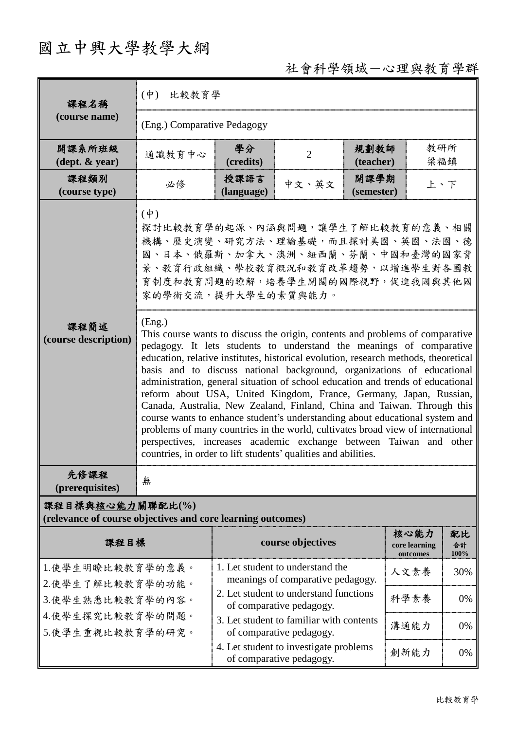# 國立中興大學教學大綱

社會科學領域－心理與教育學群

| 課程名稱 (course name) | (中) 比較教育學 | | | | |
|---|---|---|---|---|---|
| | (Eng.) Comparative Pedagogy | | | | |
| 開課系所班級 (dept. & year) | 通識教育中心 | 學分 (credits) | 2 | 規劃教師 (teacher) | 教研所 梁福鎮 |
| 課程類別 (course type) | 必修 | 授課語言 (language) | 中文、英文 | 開課學期 (semester) | 上、下 |
| 課程簡述 (course description) | (中) 探討比較教育學的起源、內涵與問題，讓學生了解比較教育的意義、相關機構、歷史演變、研究方法、理論基礎，而且探討美國、英國、法國、德國、日本、俄羅斯、加拿大、澳洲、紐西蘭、芬蘭、中國和臺灣的國家背景、教育行政組織、學校教育概況和教育改革趨勢，以增進學生對各國教育制度和教育問題的瞭解，培養學生開闊的國際視野，促進我國與其他國家的學術交流，提升大學生的素質與能力。 | | | | |
| | (Eng.) This course wants to discuss the origin, contents and problems of comparative pedagogy. It lets students to understand the meanings of comparative education, relative institutes, historical evolution, research methods, theoretical basis and to discuss national background, organizations of educational administration, general situation of school education and trends of educational reform about USA, United Kingdom, France, Germany, Japan, Russian, Canada, Australia, New Zealand, Finland, China and Taiwan. Through this course wants to enhance student's understanding about educational system and problems of many countries in the world, cultivates broad view of international perspectives, increases academic exchange between Taiwan and other countries, in order to lift students' qualities and abilities. | | | | |
| 先修課程 (prerequisites) | 無 | | | | |

**課程目標與核心能力關聯配比(%)**
**(relevance of course objectives and core learning outcomes)**

| 課程目標 | course objectives | 核心能力 core learning outcomes | 配比 合計 100% |
|---|---|---|---|
| 1.使學生明瞭比較教育學的意義。<br>2.使學生了解比較教育學的功能。<br>3.使學生熟悉比較教育學的內容。<br>4.使學生探究比較教育學的問題。<br>5.使學生重視比較教育學的研究。 | 1. Let student to understand the meanings of comparative pedagogy.<br>2. Let student to understand functions of comparative pedagogy.<br>3. Let student to familiar with contents of comparative pedagogy.<br>4. Let student to investigate problems of comparative pedagogy. | 人文素養 | 30% |
| | | 科學素養 | 0% |
| | | 溝通能力 | 0% |
| | | 創新能力 | 0% |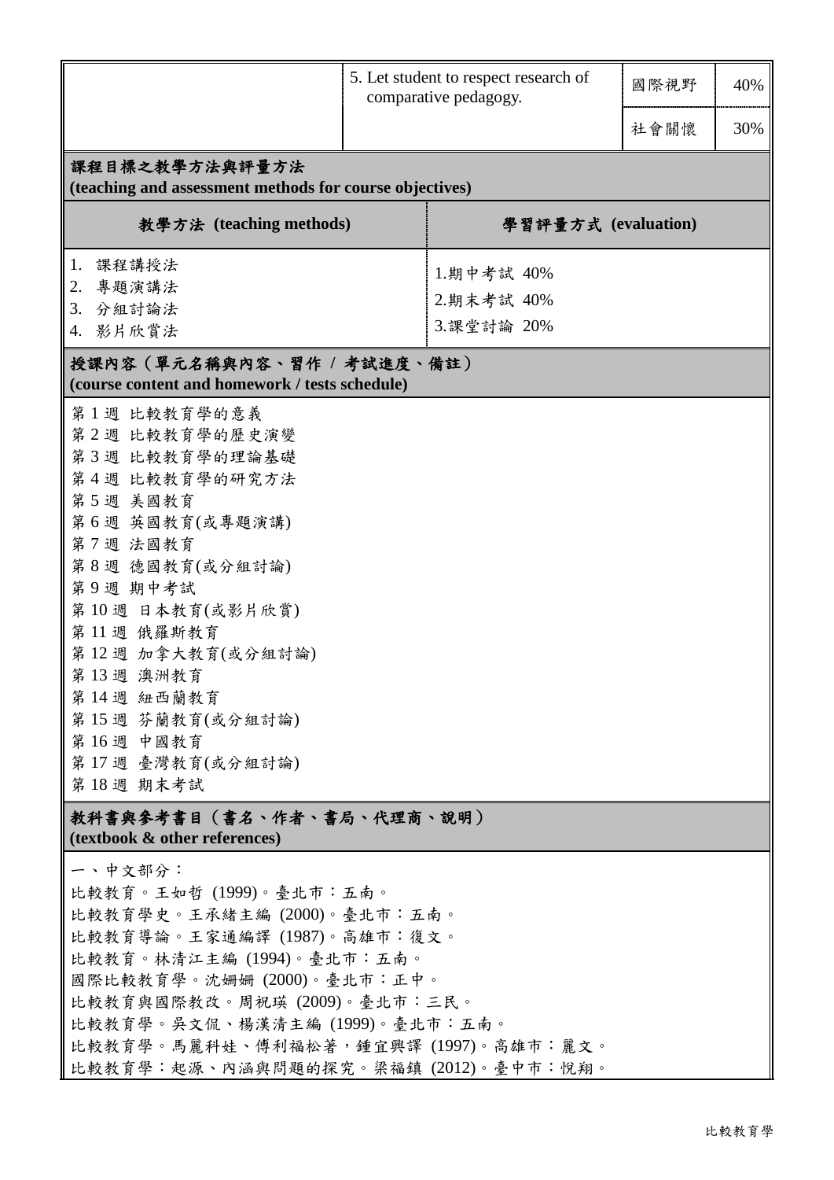|  | 5. Let student to respect research of comparative pedagogy. | 國際視野 | 40% |
| --- | --- | --- | --- |
|  |  | 社會關懷 | 30% |

## 課程目標之教學方法與評量方法 (teaching and assessment methods for course objectives)

| 教學方法 (teaching methods) | 學習評量方式 (evaluation) |
| --- | --- |
| 1. 課程講授法<br>2. 專題演講法<br>3. 分組討論法<br>4. 影片欣賞法 | 1.期中考試 40%<br>2.期末考試 40%<br>3.課堂討論 20% |

## 授課內容（單元名稱與內容、習作 / 考試進度、備註） (course content and homework / tests schedule)

第 1 週 比較教育學的意義
第 2 週 比較教育學的歷史演變
第 3 週 比較教育學的理論基礎
第 4 週 比較教育學的研究方法
第 5 週 美國教育
第 6 週 英國教育(或專題演講)
第 7 週 法國教育
第 8 週 德國教育(或分組討論)
第 9 週 期中考試
第 10 週 日本教育(或影片欣賞)
第 11 週 俄羅斯教育
第 12 週 加拿大教育(或分組討論)
第 13 週 澳洲教育
第 14 週 紐西蘭教育
第 15 週 芬蘭教育(或分組討論)
第 16 週 中國教育
第 17 週 臺灣教育(或分組討論)
第 18 週 期末考試

## 教科書與參考書目（書名、作者、書局、代理商、說明） (textbook & other references)

一、中文部分：
比較教育。王如哲 (1999)。臺北市：五南。
比較教育學史。王承緒主編 (2000)。臺北市：五南。
比較教育導論。王家通編譯 (1987)。高雄市：復文。
比較教育。林清江主編 (1994)。臺北市：五南。
國際比較教育學。沈姍姍 (2000)。臺北市：正中。
比較教育與國際教改。周祝瑛 (2009)。臺北市：三民。
比較教育學。吳文侃、楊漢清主編 (1999)。臺北市：五南。
比較教育學。馬麗科娃、傅利福崧著，鍾宜興譯 (1997)。高雄市：麗文。
比較教育學：起源、內涵與問題的探究。梁福鎮 (2012)。臺中市：悅翔。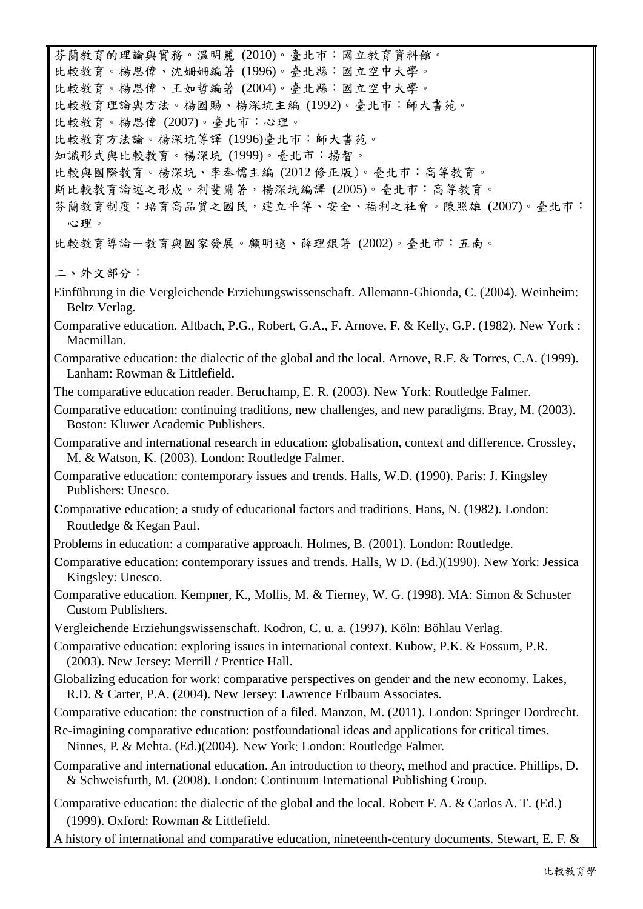芬蘭教育的理論與實務。溫明麗 (2010)。臺北市：國立教育資料館。

比較教育。楊思偉、沈姍姍編著 (1996)。臺北縣：國立空中大學。

比較教育。楊思偉、王如哲編著 (2004)。臺北縣：國立空中大學。

比較教育理論與方法。楊國賜、楊深坑主編 (1992)。臺北市：師大書苑。

比較教育。楊思偉 (2007)。臺北市：心理。

比較教育方法論。楊深坑等譯 (1996)臺北市：師大書苑。

知識形式與比較教育。楊深坑 (1999)。臺北市：揚智。

比較與國際教育。楊深坑、李奉儒主編 (2012 修正版)。臺北市：高等教育。

斯比較教育論述之形成。利斐爾著，楊深坑編譯 (2005)。臺北市：高等教育。

芬蘭教育制度：培育高品質之國民，建立平等、安全、福利之社會。陳照雄 (2007)。臺北市：心理。

比較教育導論－教育與國家發展。顧明遠、薛理銀著 (2002)。臺北市：五南。

二、外文部分：

Einführung in die Vergleichende Erziehungswissenschaft. Allemann-Ghionda, C. (2004). Weinheim: Beltz Verlag.

Comparative education. Altbach, P.G., Robert, G.A., F. Arnove, F. & Kelly, G.P. (1982). New York : Macmillan.

Comparative education: the dialectic of the global and the local. Arnove, R.F. & Torres, C.A. (1999). Lanham: Rowman & Littlefield**.**

The comparative education reader. Beruchamp, E. R. (2003). New York: Routledge Falmer.

Comparative education: continuing traditions, new challenges, and new paradigms. Bray, M. (2003). Boston: Kluwer Academic Publishers.

Comparative and international research in education: globalisation, context and difference. Crossley, M. & Watson, K. (2003). London: Routledge Falmer.

Comparative education: contemporary issues and trends. Halls, W.D. (1990). Paris: J. Kingsley Publishers: Unesco.

**C**omparative education: a study of educational factors and traditions. Hans, N. (1982). London: Routledge & Kegan Paul.

Problems in education: a comparative approach. Holmes, B. (2001). London: Routledge.

**C**omparative education: contemporary issues and trends. Halls, W D. (Ed.)(1990). New York: Jessica Kingsley: Unesco.

Comparative education. Kempner, K., Mollis, M. & Tierney, W. G. (1998). MA: Simon & Schuster Custom Publishers.

Vergleichende Erziehungswissenschaft. Kodron, C. u. a. (1997). Köln: Böhlau Verlag.

Comparative education: exploring issues in international context. Kubow, P.K. & Fossum, P.R. (2003). New Jersey: Merrill / Prentice Hall.

Globalizing education for work: comparative perspectives on gender and the new economy. Lakes, R.D. & Carter, P.A. (2004). New Jersey: Lawrence Erlbaum Associates.

Comparative education: the construction of a filed. Manzon, M. (2011). London: Springer Dordrecht.

Re-imagining comparative education: postfoundational ideas and applications for critical times. Ninnes, P. & Mehta. (Ed.)(2004). New York: London: Routledge Falmer.

Comparative and international education. An introduction to theory, method and practice. Phillips, D. & Schweisfurth, M. (2008). London: Continuum International Publishing Group.

Comparative education: the dialectic of the global and the local. Robert F. A. & Carlos A. T. (Ed.) (1999). Oxford: Rowman & Littlefield.

A history of international and comparative education, nineteenth-century documents. Stewart, E. F. &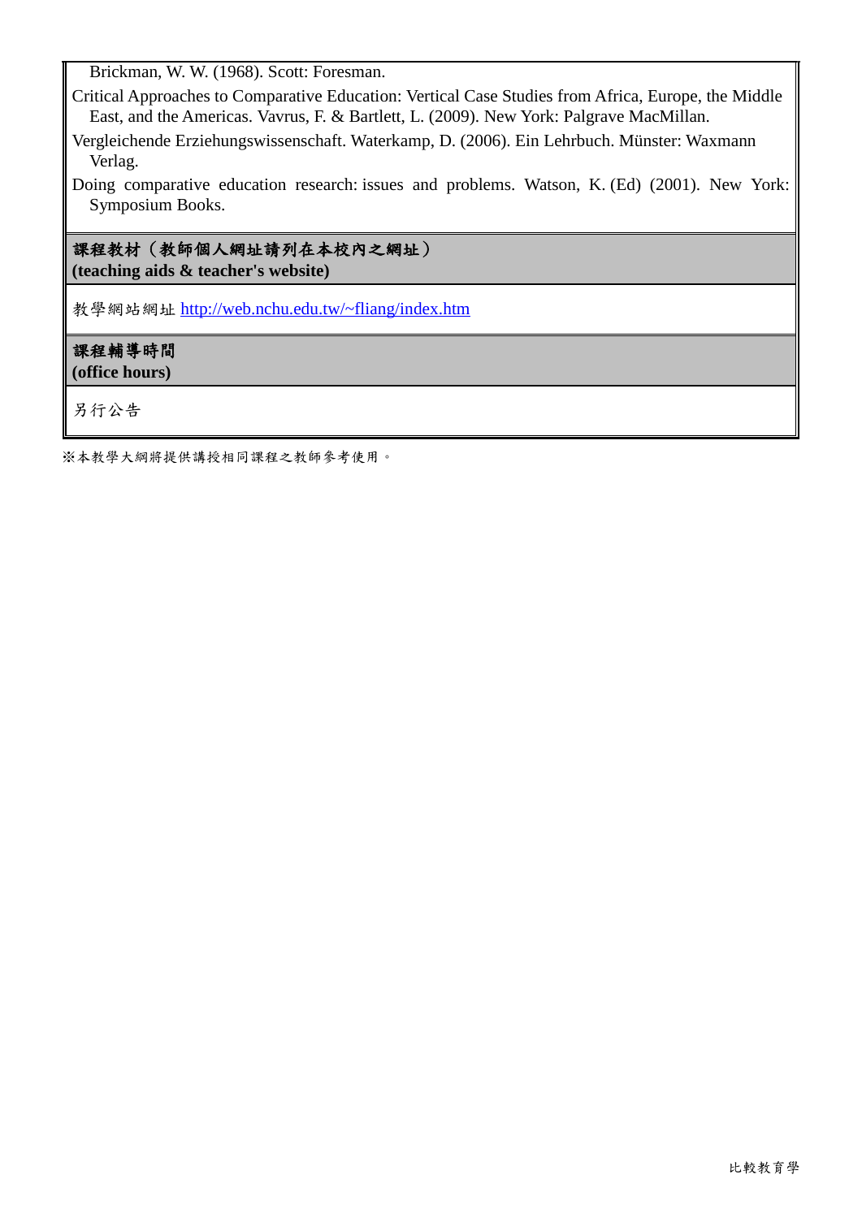Brickman, W. W. (1968). Scott: Foresman.

Critical Approaches to Comparative Education: Vertical Case Studies from Africa, Europe, the Middle East, and the Americas. Vavrus, F. & Bartlett, L. (2009). New York: Palgrave MacMillan.

Vergleichende Erziehungswissenschaft. Waterkamp, D. (2006). Ein Lehrbuch. Münster: Waxmann Verlag.

Doing comparative education research: issues and problems. Watson, K. (Ed) (2001). New York: Symposium Books.

**課程教材（教師個人網址請列在本校內之網址）**
**(teaching aids & teacher's website)**

教學網站網址 http://web.nchu.edu.tw/~fliang/index.htm

**課程輔導時間**
**(office hours)**

另行公告

※本教學大綱將提供講授相同課程之教師參考使用。